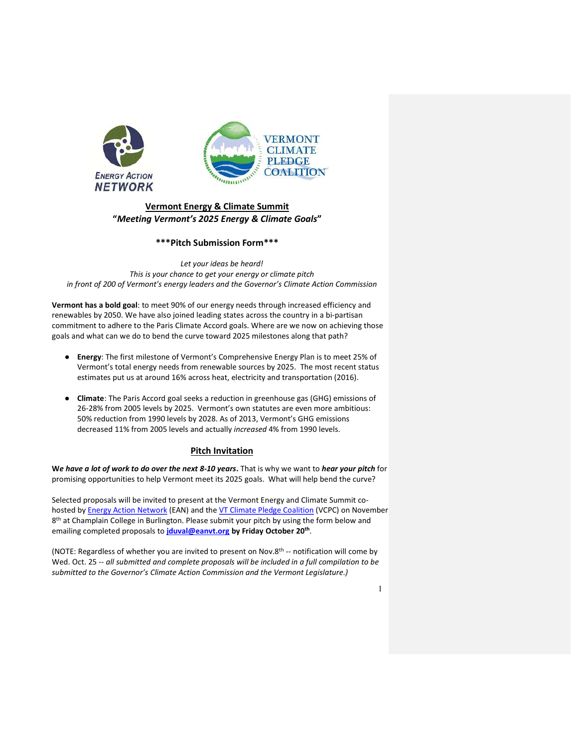# Vermont Energy & Climate Summit

## "*Meeting Vermont's 2025 Energy & Climate Goals*"

### \*\*\*Pitch Submission Form\*\*\*

*Let your ideas be heard!*
*This is your chance to get your energy or climate pitch*
*in front of 200 of Vermont's energy leaders and the Governor's Climate Action Commission*

**Vermont has a bold goal**: to meet 90% of our energy needs through increased efficiency and renewables by 2050. We have also joined leading states across the country in a bi-partisan commitment to adhere to the Paris Climate Accord goals. Where are we now on achieving those goals and what can we do to bend the curve toward 2025 milestones along that path?

- **Energy**: The first milestone of Vermont's Comprehensive Energy Plan is to meet 25% of Vermont's total energy needs from renewable sources by 2025. The most recent status estimates put us at around 16% across heat, electricity and transportation (2016).
- **Climate**: The Paris Accord goal seeks a reduction in greenhouse gas (GHG) emissions of 26-28% from 2005 levels by 2025. Vermont's own statutes are even more ambitious: 50% reduction from 1990 levels by 2028. As of 2013, Vermont's GHG emissions decreased 11% from 2005 levels and actually *increased* 4% from 1990 levels.

## Pitch Invitation

**W*e have a lot of work to do over the next 8-10 years*.** That is why we want to ***hear your pitch*** for promising opportunities to help Vermont meet its 2025 goals. What will help bend the curve?

Selected proposals will be invited to present at the Vermont Energy and Climate Summit co-hosted by Energy Action Network (EAN) and the VT Climate Pledge Coalition (VCPC) on November 8th at Champlain College in Burlington. Please submit your pitch by using the form below and emailing completed proposals to **jduval@eanvt.org by Friday October 20th**.

(NOTE: Regardless of whether you are invited to present on Nov.8th -- notification will come by Wed. Oct. 25 -- *all submitted and complete proposals will be included in a full compilation to be submitted to the Governor's Climate Action Commission and the Vermont Legislature.)*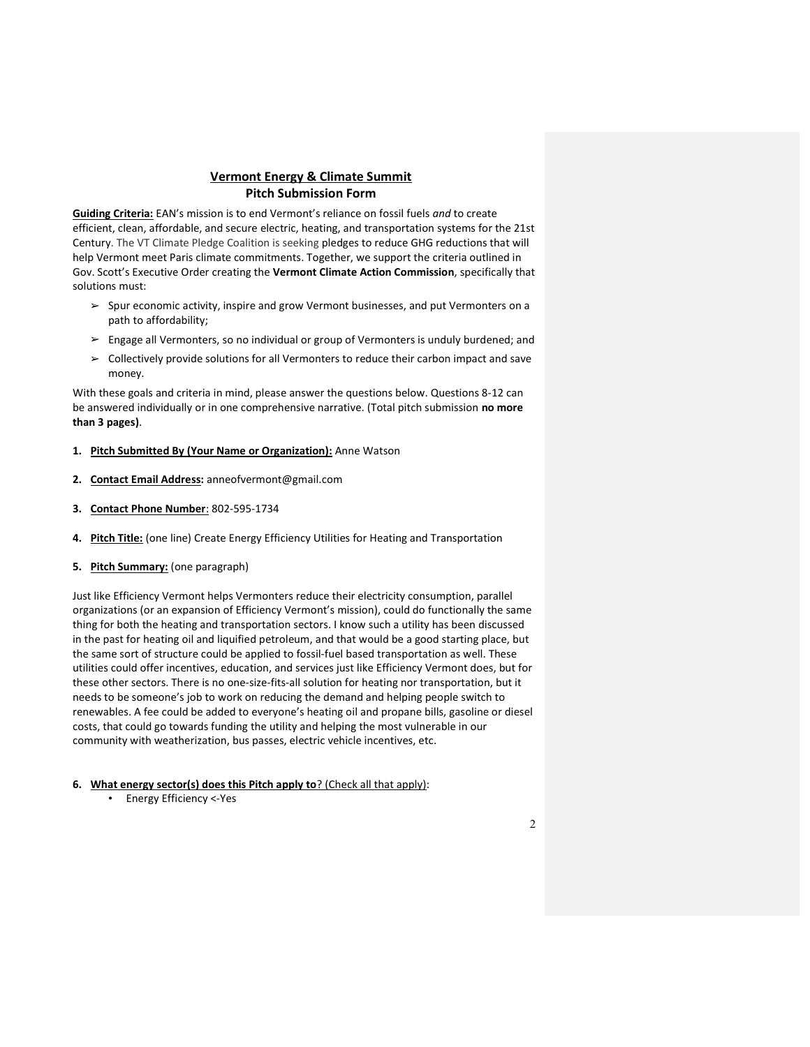## Vermont Energy & Climate Summit
## Pitch Submission Form

**Guiding Criteria:** EAN's mission is to end Vermont's reliance on fossil fuels *and* to create efficient, clean, affordable, and secure electric, heating, and transportation systems for the 21st Century. The VT Climate Pledge Coalition is seeking pledges to reduce GHG reductions that will help Vermont meet Paris climate commitments. Together, we support the criteria outlined in Gov. Scott's Executive Order creating the **Vermont Climate Action Commission**, specifically that solutions must:

- ➢ Spur economic activity, inspire and grow Vermont businesses, and put Vermonters on a path to affordability;
- ➢ Engage all Vermonters, so no individual or group of Vermonters is unduly burdened; and
- ➢ Collectively provide solutions for all Vermonters to reduce their carbon impact and save money.

With these goals and criteria in mind, please answer the questions below. Questions 8-12 can be answered individually or in one comprehensive narrative. (Total pitch submission **no more than 3 pages)**.

1. **Pitch Submitted By (Your Name or Organization):** Anne Watson

2. **Contact Email Address:** anneofvermont@gmail.com

3. **Contact Phone Number**: 802-595-1734

4. **Pitch Title:** (one line) Create Energy Efficiency Utilities for Heating and Transportation

5. **Pitch Summary:** (one paragraph)

Just like Efficiency Vermont helps Vermonters reduce their electricity consumption, parallel organizations (or an expansion of Efficiency Vermont's mission), could do functionally the same thing for both the heating and transportation sectors. I know such a utility has been discussed in the past for heating oil and liquified petroleum, and that would be a good starting place, but the same sort of structure could be applied to fossil-fuel based transportation as well. These utilities could offer incentives, education, and services just like Efficiency Vermont does, but for these other sectors. There is no one-size-fits-all solution for heating nor transportation, but it needs to be someone's job to work on reducing the demand and helping people switch to renewables. A fee could be added to everyone's heating oil and propane bills, gasoline or diesel costs, that could go towards funding the utility and helping the most vulnerable in our community with weatherization, bus passes, electric vehicle incentives, etc.

6. **What energy sector(s) does this Pitch apply to**? (Check all that apply):
   - Energy Efficiency <-Yes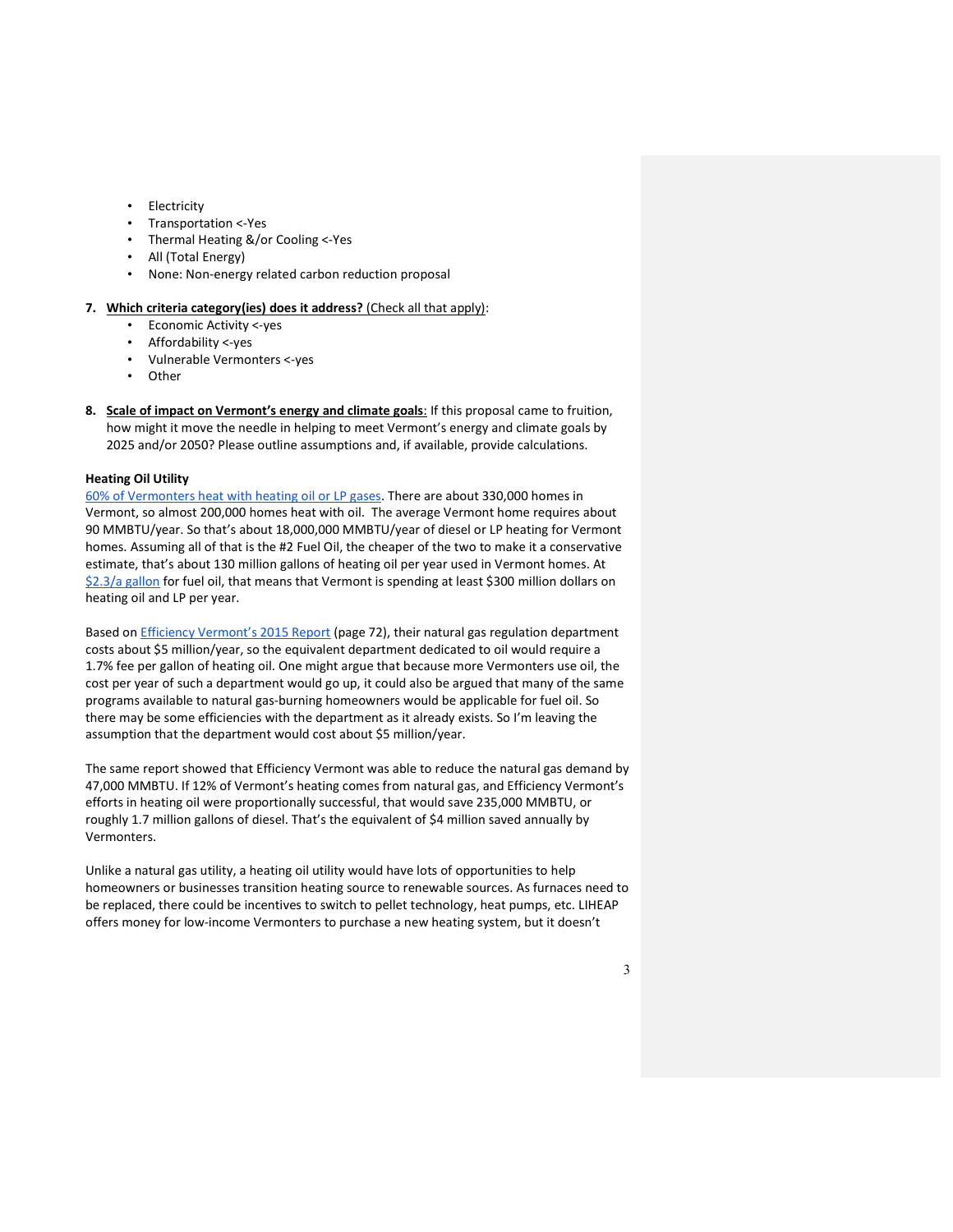- Electricity
- Transportation <-Yes
- Thermal Heating &/or Cooling <-Yes
- All (Total Energy)
- None: Non-energy related carbon reduction proposal

7. **Which criteria category(ies) does it address?** (Check all that apply):
   - Economic Activity <-yes
   - Affordability <-yes
   - Vulnerable Vermonters <-yes
   - Other

8. **Scale of impact on Vermont's energy and climate goals**: If this proposal came to fruition, how might it move the needle in helping to meet Vermont's energy and climate goals by 2025 and/or 2050? Please outline assumptions and, if available, provide calculations.

**Heating Oil Utility**

60% of Vermonters heat with heating oil or LP gases. There are about 330,000 homes in Vermont, so almost 200,000 homes heat with oil. The average Vermont home requires about 90 MMBTU/year. So that's about 18,000,000 MMBTU/year of diesel or LP heating for Vermont homes. Assuming all of that is the #2 Fuel Oil, the cheaper of the two to make it a conservative estimate, that's about 130 million gallons of heating oil per year used in Vermont homes. At $2.3/a gallon for fuel oil, that means that Vermont is spending at least $300 million dollars on heating oil and LP per year.

Based on Efficiency Vermont's 2015 Report (page 72), their natural gas regulation department costs about $5 million/year, so the equivalent department dedicated to oil would require a 1.7% fee per gallon of heating oil. One might argue that because more Vermonters use oil, the cost per year of such a department would go up, it could also be argued that many of the same programs available to natural gas-burning homeowners would be applicable for fuel oil. So there may be some efficiencies with the department as it already exists. So I'm leaving the assumption that the department would cost about $5 million/year.

The same report showed that Efficiency Vermont was able to reduce the natural gas demand by 47,000 MMBTU. If 12% of Vermont's heating comes from natural gas, and Efficiency Vermont's efforts in heating oil were proportionally successful, that would save 235,000 MMBTU, or roughly 1.7 million gallons of diesel. That's the equivalent of $4 million saved annually by Vermonters.

Unlike a natural gas utility, a heating oil utility would have lots of opportunities to help homeowners or businesses transition heating source to renewable sources. As furnaces need to be replaced, there could be incentives to switch to pellet technology, heat pumps, etc. LIHEAP offers money for low-income Vermonters to purchase a new heating system, but it doesn't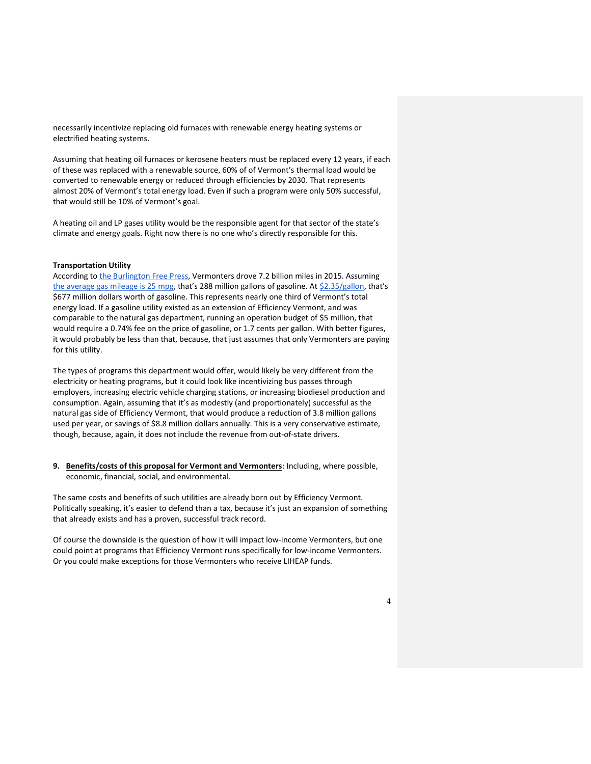necessarily incentivize replacing old furnaces with renewable energy heating systems or electrified heating systems.

Assuming that heating oil furnaces or kerosene heaters must be replaced every 12 years, if each of these was replaced with a renewable source, 60% of of Vermont's thermal load would be converted to renewable energy or reduced through efficiencies by 2030. That represents almost 20% of Vermont's total energy load. Even if such a program were only 50% successful, that would still be 10% of Vermont's goal.

A heating oil and LP gases utility would be the responsible agent for that sector of the state's climate and energy goals. Right now there is no one who's directly responsible for this.

**Transportation Utility**

According to the Burlington Free Press, Vermonters drove 7.2 billion miles in 2015. Assuming the average gas mileage is 25 mpg, that's 288 million gallons of gasoline. At $2.35/gallon, that's $677 million dollars worth of gasoline. This represents nearly one third of Vermont's total energy load. If a gasoline utility existed as an extension of Efficiency Vermont, and was comparable to the natural gas department, running an operation budget of $5 million, that would require a 0.74% fee on the price of gasoline, or 1.7 cents per gallon. With better figures, it would probably be less than that, because, that just assumes that only Vermonters are paying for this utility.

The types of programs this department would offer, would likely be very different from the electricity or heating programs, but it could look like incentivizing bus passes through employers, increasing electric vehicle charging stations, or increasing biodiesel production and consumption. Again, assuming that it's as modestly (and proportionately) successful as the natural gas side of Efficiency Vermont, that would produce a reduction of 3.8 million gallons used per year, or savings of $8.8 million dollars annually. This is a very conservative estimate, though, because, again, it does not include the revenue from out-of-state drivers.

9. **Benefits/costs of this proposal for Vermont and Vermonters**: Including, where possible, economic, financial, social, and environmental.

The same costs and benefits of such utilities are already born out by Efficiency Vermont. Politically speaking, it's easier to defend than a tax, because it's just an expansion of something that already exists and has a proven, successful track record.

Of course the downside is the question of how it will impact low-income Vermonters, but one could point at programs that Efficiency Vermont runs specifically for low-income Vermonters. Or you could make exceptions for those Vermonters who receive LIHEAP funds.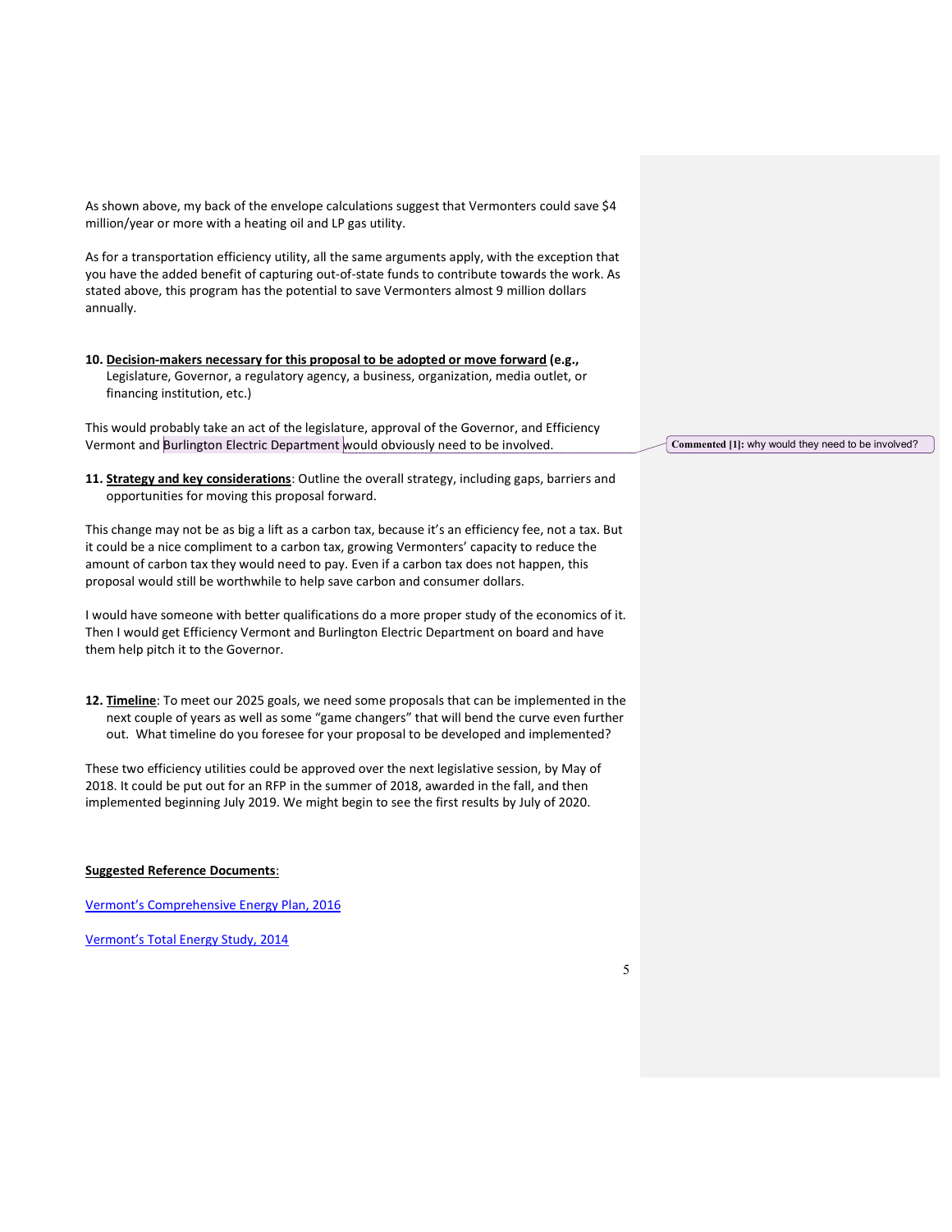As shown above, my back of the envelope calculations suggest that Vermonters could save $4 million/year or more with a heating oil and LP gas utility.

As for a transportation efficiency utility, all the same arguments apply, with the exception that you have the added benefit of capturing out-of-state funds to contribute towards the work. As stated above, this program has the potential to save Vermonters almost 9 million dollars annually.

**10. <u>Decision-makers necessary for this proposal to be adopted or move forward</u> (e.g.,** Legislature, Governor, a regulatory agency, a business, organization, media outlet, or financing institution, etc.)

This would probably take an act of the legislature, approval of the Governor, and Efficiency Vermont and Burlington Electric Department would obviously need to be involved.

**Commented [1]:** why would they need to be involved?

**11. <u>Strategy and key considerations</u>**: Outline the overall strategy, including gaps, barriers and opportunities for moving this proposal forward.

This change may not be as big a lift as a carbon tax, because it's an efficiency fee, not a tax. But it could be a nice compliment to a carbon tax, growing Vermonters' capacity to reduce the amount of carbon tax they would need to pay. Even if a carbon tax does not happen, this proposal would still be worthwhile to help save carbon and consumer dollars.

I would have someone with better qualifications do a more proper study of the economics of it. Then I would get Efficiency Vermont and Burlington Electric Department on board and have them help pitch it to the Governor.

**12. <u>Timeline</u>**: To meet our 2025 goals, we need some proposals that can be implemented in the next couple of years as well as some "game changers" that will bend the curve even further out. What timeline do you foresee for your proposal to be developed and implemented?

These two efficiency utilities could be approved over the next legislative session, by May of 2018. It could be put out for an RFP in the summer of 2018, awarded in the fall, and then implemented beginning July 2019. We might begin to see the first results by July of 2020.

**<u>Suggested Reference Documents</u>**:

Vermont's Comprehensive Energy Plan, 2016

Vermont's Total Energy Study, 2014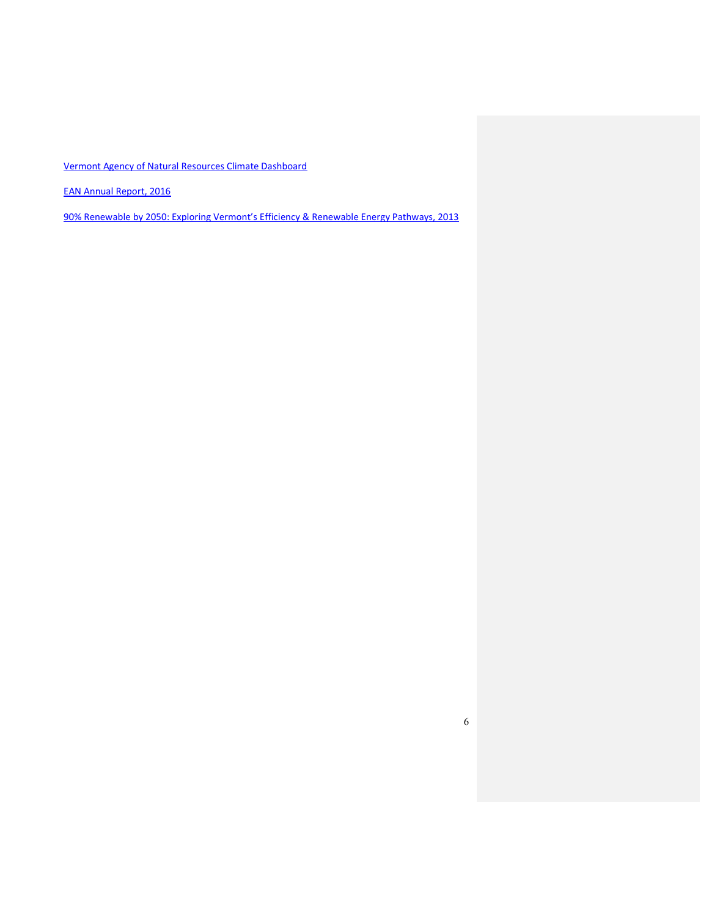Vermont Agency of Natural Resources Climate Dashboard

EAN Annual Report, 2016

90% Renewable by 2050: Exploring Vermont's Efficiency & Renewable Energy Pathways, 2013